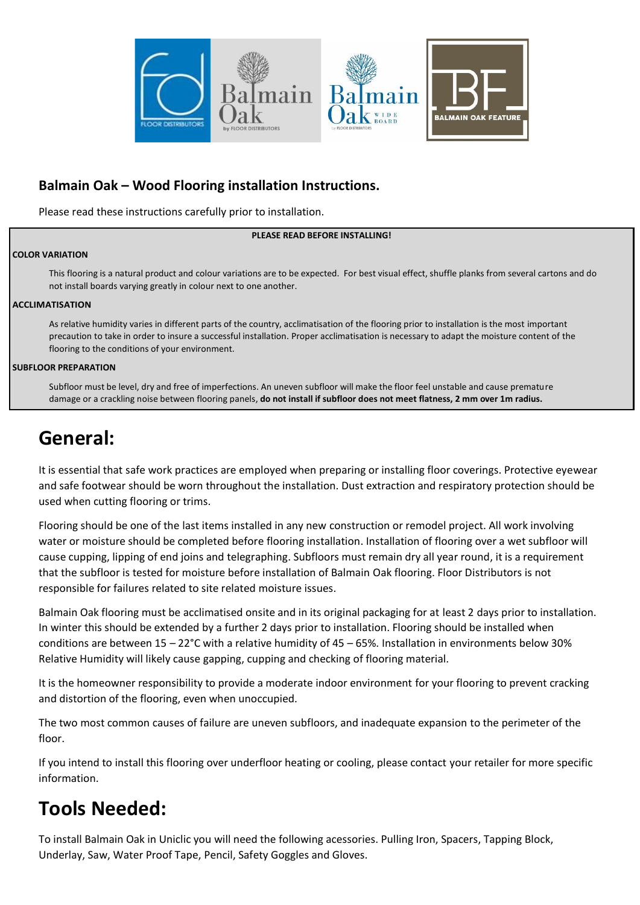## Balmain Oak – Wood Flooring installation Instructions.

Please read these instructions carefully prior to installation.

**PLEASE READ BEFORE INSTALLING!**

**COLOR VARIATION**

This flooring is a natural product and colour variations are to be expected. For best visual effect, shuffle planks from several cartons and do not install boards varying greatly in colour next to one another.

**ACCLIMATISATION**

As relative humidity varies in different parts of the country, acclimatisation of the flooring prior to installation is the most important precaution to take in order to insure a successful installation. Proper acclimatisation is necessary to adapt the moisture content of the flooring to the conditions of your environment.

**SUBFLOOR PREPARATION**

Subfloor must be level, dry and free of imperfections. An uneven subfloor will make the floor feel unstable and cause premature damage or a crackling noise between flooring panels, **do not install if subfloor does not meet flatness, 2 mm over 1m radius.**

# General:

It is essential that safe work practices are employed when preparing or installing floor coverings. Protective eyewear and safe footwear should be worn throughout the installation. Dust extraction and respiratory protection should be used when cutting flooring or trims.

Flooring should be one of the last items installed in any new construction or remodel project. All work involving water or moisture should be completed before flooring installation. Installation of flooring over a wet subfloor will cause cupping, lipping of end joins and telegraphing. Subfloors must remain dry all year round, it is a requirement that the subfloor is tested for moisture before installation of Balmain Oak flooring. Floor Distributors is not responsible for failures related to site related moisture issues.

Balmain Oak flooring must be acclimatised onsite and in its original packaging for at least 2 days prior to installation. In winter this should be extended by a further 2 days prior to installation. Flooring should be installed when conditions are between 15 – 22°C with a relative humidity of 45 – 65%. Installation in environments below 30% Relative Humidity will likely cause gapping, cupping and checking of flooring material.

It is the homeowner responsibility to provide a moderate indoor environment for your flooring to prevent cracking and distortion of the flooring, even when unoccupied.

The two most common causes of failure are uneven subfloors, and inadequate expansion to the perimeter of the floor.

If you intend to install this flooring over underfloor heating or cooling, please contact your retailer for more specific information.

# Tools Needed:

To install Balmain Oak in Uniclic you will need the following accessories. Pulling Iron, Spacers, Tapping Block, Underlay, Saw, Water Proof Tape, Pencil, Safety Goggles and Gloves.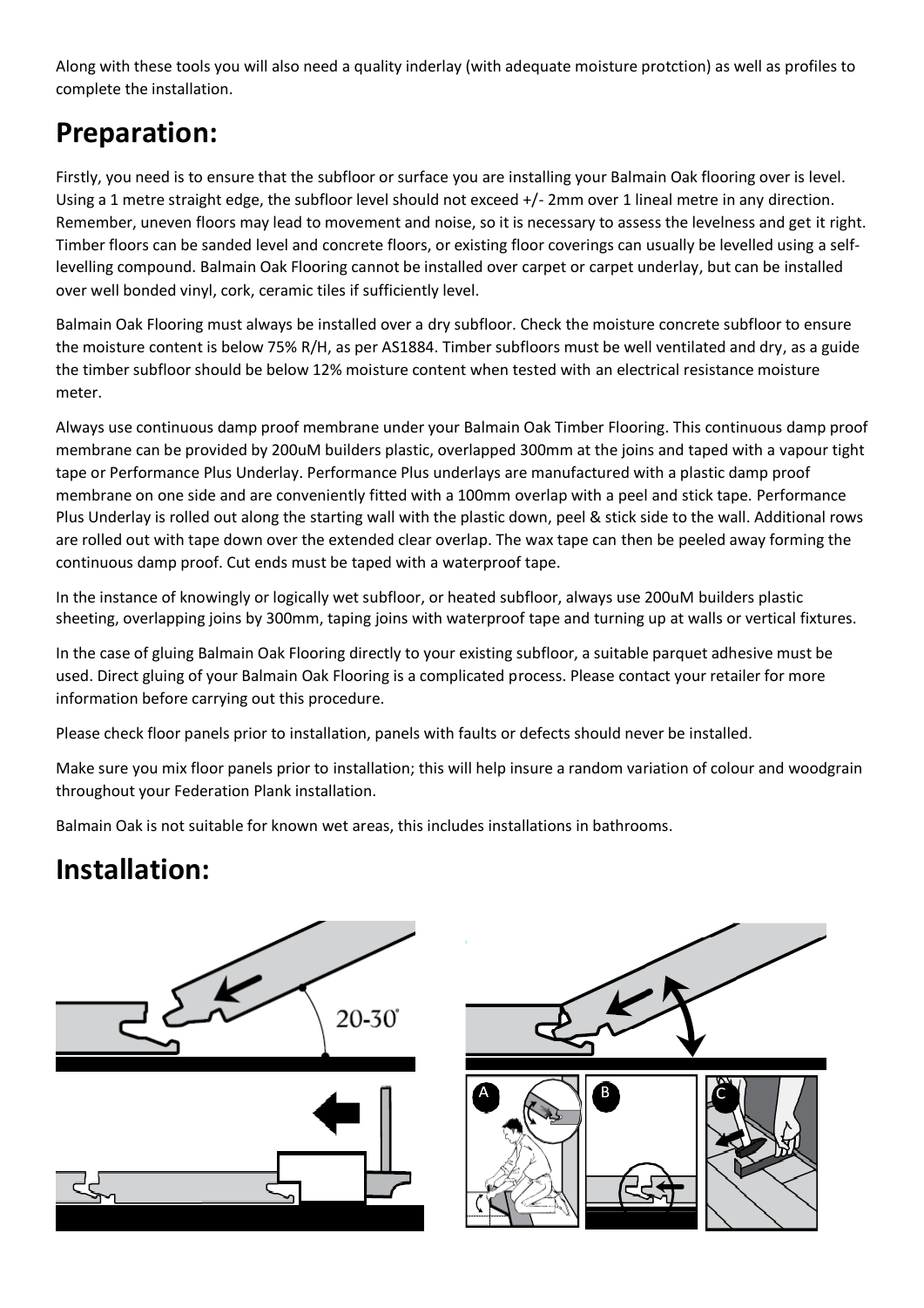Along with these tools you will also need a quality inderlay (with adequate moisture protction) as well as profiles to complete the installation.

## Preparation:

Firstly, you need is to ensure that the subfloor or surface you are installing your Balmain Oak flooring over is level. Using a 1 metre straight edge, the subfloor level should not exceed +/- 2mm over 1 lineal metre in any direction. Remember, uneven floors may lead to movement and noise, so it is necessary to assess the levelness and get it right. Timber floors can be sanded level and concrete floors, or existing floor coverings can usually be levelled using a self-levelling compound. Balmain Oak Flooring cannot be installed over carpet or carpet underlay, but can be installed over well bonded vinyl, cork, ceramic tiles if sufficiently level.

Balmain Oak Flooring must always be installed over a dry subfloor. Check the moisture concrete subfloor to ensure the moisture content is below 75% R/H, as per AS1884. Timber subfloors must be well ventilated and dry, as a guide the timber subfloor should be below 12% moisture content when tested with an electrical resistance moisture meter.

Always use continuous damp proof membrane under your Balmain Oak Timber Flooring. This continuous damp proof membrane can be provided by 200uM builders plastic, overlapped 300mm at the joins and taped with a vapour tight tape or Performance Plus Underlay. Performance Plus underlays are manufactured with a plastic damp proof membrane on one side and are conveniently fitted with a 100mm overlap with a peel and stick tape. Performance Plus Underlay is rolled out along the starting wall with the plastic down, peel & stick side to the wall. Additional rows are rolled out with tape down over the extended clear overlap. The wax tape can then be peeled away forming the continuous damp proof. Cut ends must be taped with a waterproof tape.

In the instance of knowingly or logically wet subfloor, or heated subfloor, always use 200uM builders plastic sheeting, overlapping joins by 300mm, taping joins with waterproof tape and turning up at walls or vertical fixtures.

In the case of gluing Balmain Oak Flooring directly to your existing subfloor, a suitable parquet adhesive must be used. Direct gluing of your Balmain Oak Flooring is a complicated process. Please contact your retailer for more information before carrying out this procedure.

Please check floor panels prior to installation, panels with faults or defects should never be installed.

Make sure you mix floor panels prior to installation; this will help insure a random variation of colour and woodgrain throughout your Federation Plank installation.

Balmain Oak is not suitable for known wet areas, this includes installations in bathrooms.

## Installation: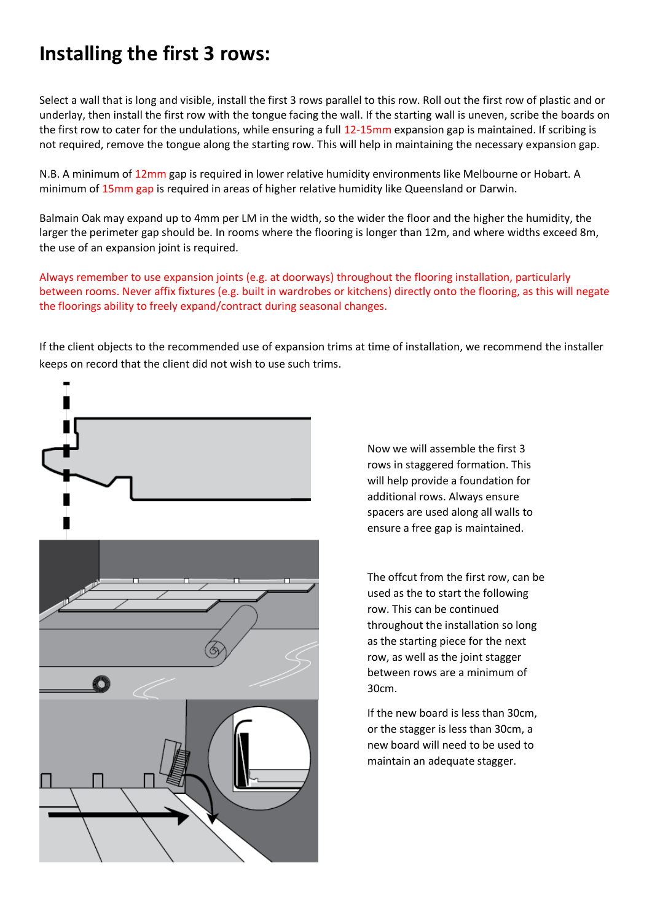# Installing the first 3 rows:

Select a wall that is long and visible, install the first 3 rows parallel to this row. Roll out the first row of plastic and or underlay, then install the first row with the tongue facing the wall. If the starting wall is uneven, scribe the boards on the first row to cater for the undulations, while ensuring a full 12-15mm expansion gap is maintained. If scribing is not required, remove the tongue along the starting row. This will help in maintaining the necessary expansion gap.

N.B. A minimum of 12mm gap is required in lower relative humidity environments like Melbourne or Hobart. A minimum of 15mm gap is required in areas of higher relative humidity like Queensland or Darwin.

Balmain Oak may expand up to 4mm per LM in the width, so the wider the floor and the higher the humidity, the larger the perimeter gap should be. In rooms where the flooring is longer than 12m, and where widths exceed 8m, the use of an expansion joint is required.

Always remember to use expansion joints (e.g. at doorways) throughout the flooring installation, particularly between rooms. Never affix fixtures (e.g. built in wardrobes or kitchens) directly onto the flooring, as this will negate the floorings ability to freely expand/contract during seasonal changes.

If the client objects to the recommended use of expansion trims at time of installation, we recommend the installer keeps on record that the client did not wish to use such trims.

Now we will assemble the first 3 rows in staggered formation. This will help provide a foundation for additional rows. Always ensure spacers are used along all walls to ensure a free gap is maintained.

The offcut from the first row, can be used as the to start the following row. This can be continued throughout the installation so long as the starting piece for the next row, as well as the joint stagger between rows are a minimum of 30cm.

If the new board is less than 30cm, or the stagger is less than 30cm, a new board will need to be used to maintain an adequate stagger.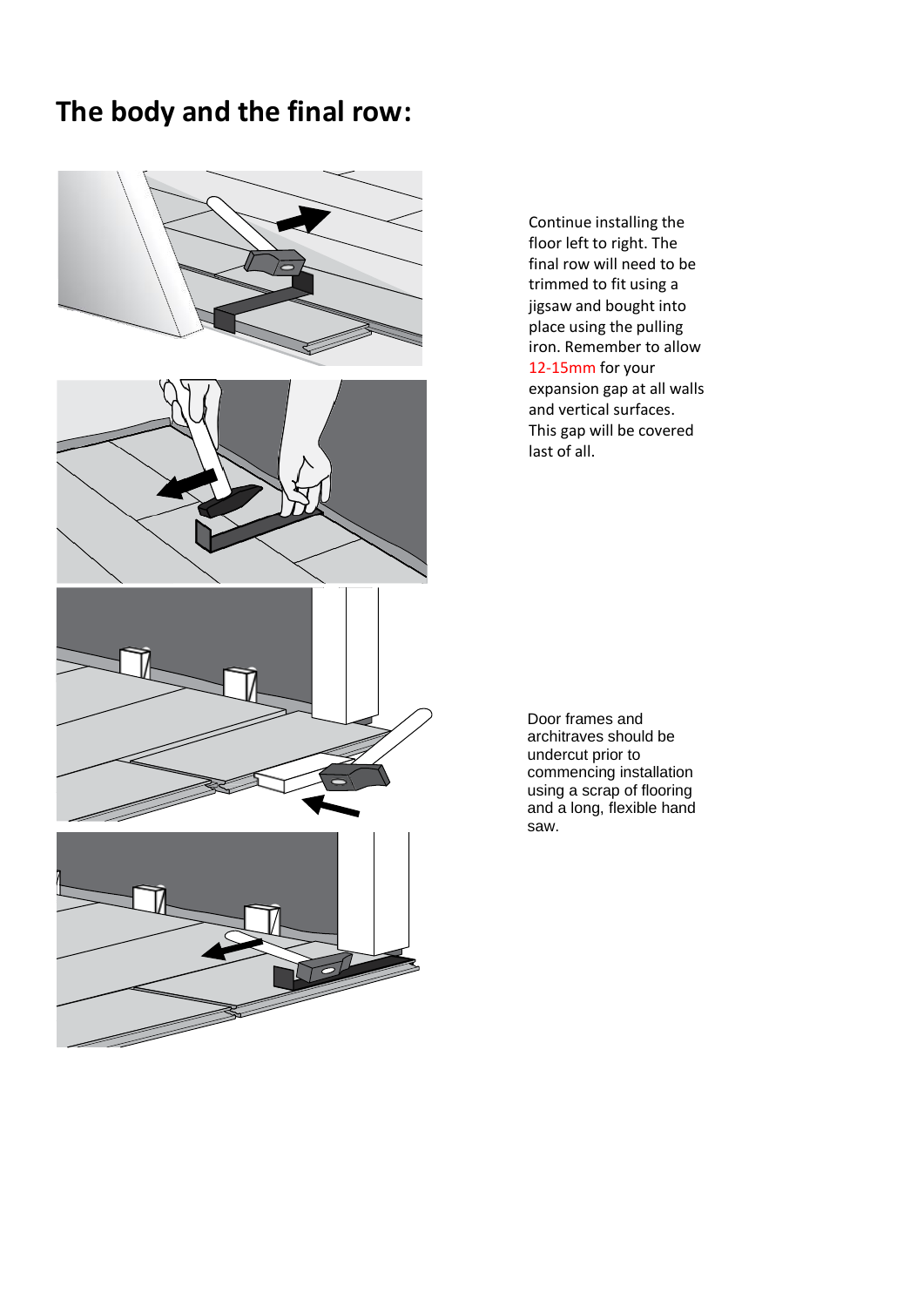## The body and the final row:

Continue installing the floor left to right. The final row will need to be trimmed to fit using a jigsaw and bought into place using the pulling iron. Remember to allow 12-15mm for your expansion gap at all walls and vertical surfaces. This gap will be covered last of all.

Door frames and architraves should be undercut prior to commencing installation using a scrap of flooring and a long, flexible hand saw.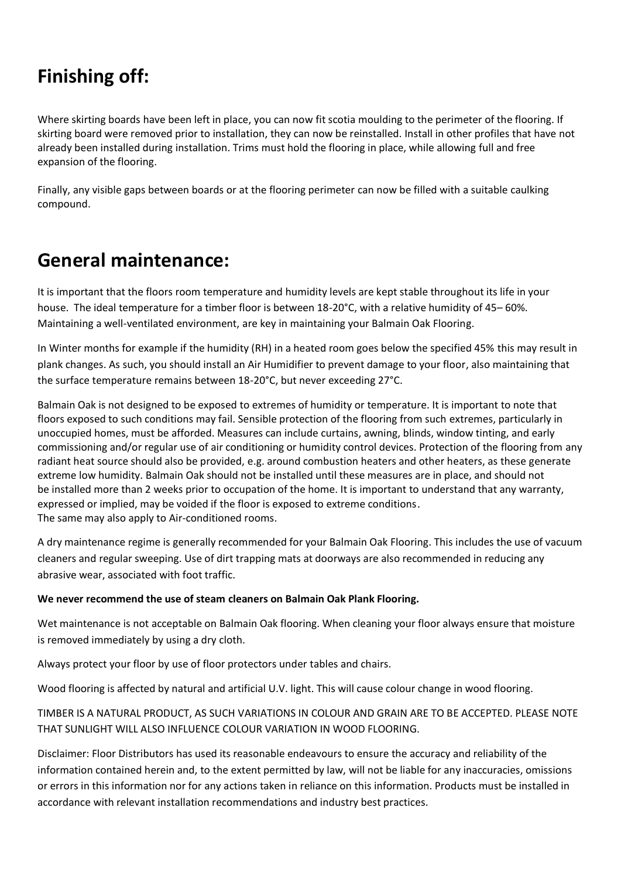# Finishing off:

Where skirting boards have been left in place, you can now fit scotia moulding to the perimeter of the flooring. If skirting board were removed prior to installation, they can now be reinstalled. Install in other profiles that have not already been installed during installation. Trims must hold the flooring in place, while allowing full and free expansion of the flooring.

Finally, any visible gaps between boards or at the flooring perimeter can now be filled with a suitable caulking compound.

# General maintenance:

It is important that the floors room temperature and humidity levels are kept stable throughout its life in your house. The ideal temperature for a timber floor is between 18-20°C, with a relative humidity of 45– 60%. Maintaining a well-ventilated environment, are key in maintaining your Balmain Oak Flooring.

In Winter months for example if the humidity (RH) in a heated room goes below the specified 45% this may result in plank changes. As such, you should install an Air Humidifier to prevent damage to your floor, also maintaining that the surface temperature remains between 18-20°C, but never exceeding 27°C.

Balmain Oak is not designed to be exposed to extremes of humidity or temperature. It is important to note that floors exposed to such conditions may fail. Sensible protection of the flooring from such extremes, particularly in unoccupied homes, must be afforded. Measures can include curtains, awning, blinds, window tinting, and early commissioning and/or regular use of air conditioning or humidity control devices. Protection of the flooring from any radiant heat source should also be provided, e.g. around combustion heaters and other heaters, as these generate extreme low humidity. Balmain Oak should not be installed until these measures are in place, and should not be installed more than 2 weeks prior to occupation of the home. It is important to understand that any warranty, expressed or implied, may be voided if the floor is exposed to extreme conditions.
The same may also apply to Air-conditioned rooms.

A dry maintenance regime is generally recommended for your Balmain Oak Flooring. This includes the use of vacuum cleaners and regular sweeping. Use of dirt trapping mats at doorways are also recommended in reducing any abrasive wear, associated with foot traffic.

**We never recommend the use of steam cleaners on Balmain Oak Plank Flooring.**

Wet maintenance is not acceptable on Balmain Oak flooring. When cleaning your floor always ensure that moisture is removed immediately by using a dry cloth.

Always protect your floor by use of floor protectors under tables and chairs.

Wood flooring is affected by natural and artificial U.V. light. This will cause colour change in wood flooring.

TIMBER IS A NATURAL PRODUCT, AS SUCH VARIATIONS IN COLOUR AND GRAIN ARE TO BE ACCEPTED. PLEASE NOTE THAT SUNLIGHT WILL ALSO INFLUENCE COLOUR VARIATION IN WOOD FLOORING.

Disclaimer: Floor Distributors has used its reasonable endeavours to ensure the accuracy and reliability of the information contained herein and, to the extent permitted by law, will not be liable for any inaccuracies, omissions or errors in this information nor for any actions taken in reliance on this information. Products must be installed in accordance with relevant installation recommendations and industry best practices.